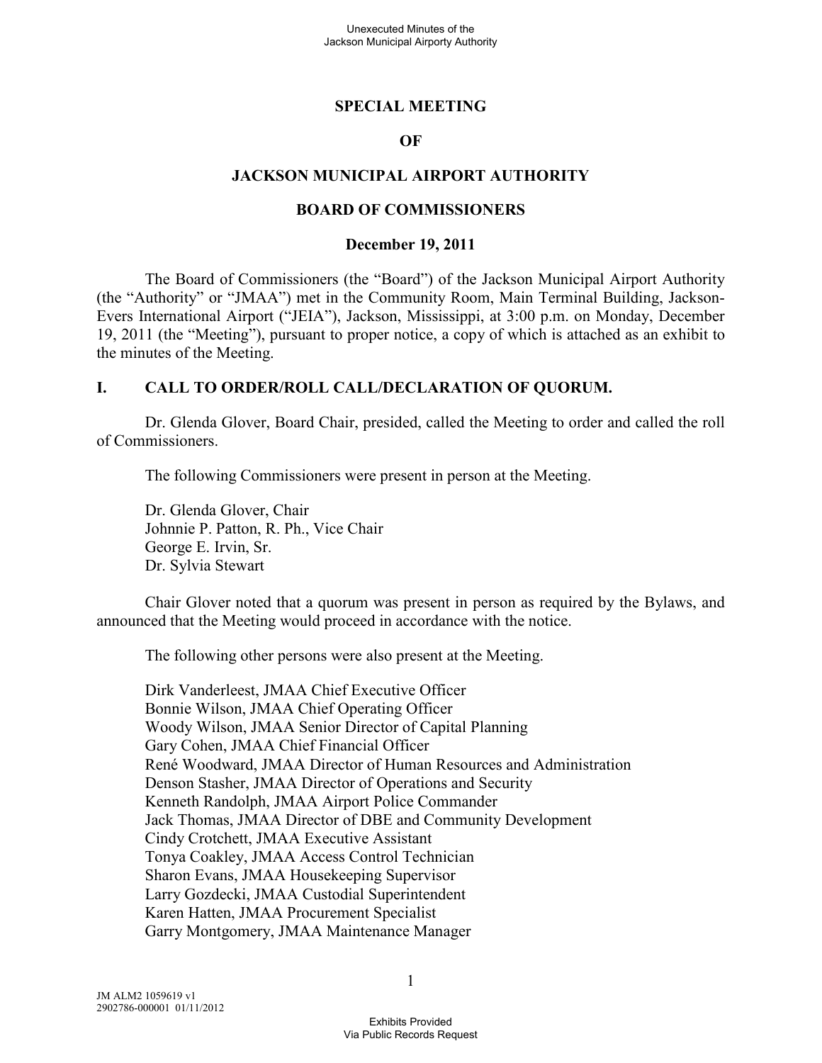**SPECIAL MEETING**

**OF**

**JACKSON MUNICIPAL AIRPORT AUTHORITY**

**BOARD OF COMMISSIONERS**

**December 19, 2011**

The Board of Commissioners (the "Board") of the Jackson Municipal Airport Authority (the "Authority" or "JMAA") met in the Community Room, Main Terminal Building, Jackson-Evers International Airport ("JEIA"), Jackson, Mississippi, at 3:00 p.m. on Monday, December 19, 2011 (the "Meeting"), pursuant to proper notice, a copy of which is attached as an exhibit to the minutes of the Meeting.

## I. CALL TO ORDER/ROLL CALL/DECLARATION OF QUORUM.

Dr. Glenda Glover, Board Chair, presided, called the Meeting to order and called the roll of Commissioners.

The following Commissioners were present in person at the Meeting.

Dr. Glenda Glover, Chair
Johnnie P. Patton, R. Ph., Vice Chair
George E. Irvin, Sr.
Dr. Sylvia Stewart

Chair Glover noted that a quorum was present in person as required by the Bylaws, and announced that the Meeting would proceed in accordance with the notice.

The following other persons were also present at the Meeting.

Dirk Vanderleest, JMAA Chief Executive Officer
Bonnie Wilson, JMAA Chief Operating Officer
Woody Wilson, JMAA Senior Director of Capital Planning
Gary Cohen, JMAA Chief Financial Officer
René Woodward, JMAA Director of Human Resources and Administration
Denson Stasher, JMAA Director of Operations and Security
Kenneth Randolph, JMAA Airport Police Commander
Jack Thomas, JMAA Director of DBE and Community Development
Cindy Crotchett, JMAA Executive Assistant
Tonya Coakley, JMAA Access Control Technician
Sharon Evans, JMAA Housekeeping Supervisor
Larry Gozdecki, JMAA Custodial Superintendent
Karen Hatten, JMAA Procurement Specialist
Garry Montgomery, JMAA Maintenance Manager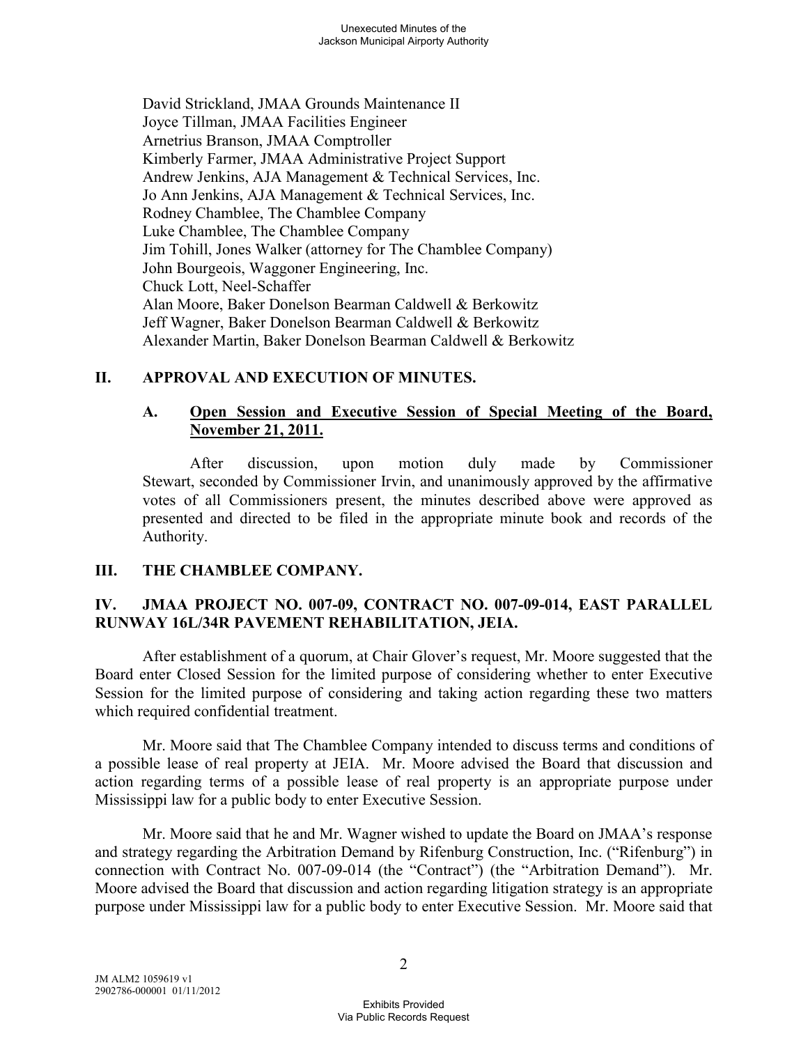David Strickland, JMAA Grounds Maintenance II
Joyce Tillman, JMAA Facilities Engineer
Arnetrius Branson, JMAA Comptroller
Kimberly Farmer, JMAA Administrative Project Support
Andrew Jenkins, AJA Management & Technical Services, Inc.
Jo Ann Jenkins, AJA Management & Technical Services, Inc.
Rodney Chamblee, The Chamblee Company
Luke Chamblee, The Chamblee Company
Jim Tohill, Jones Walker (attorney for The Chamblee Company)
John Bourgeois, Waggoner Engineering, Inc.
Chuck Lott, Neel-Schaffer
Alan Moore, Baker Donelson Bearman Caldwell & Berkowitz
Jeff Wagner, Baker Donelson Bearman Caldwell & Berkowitz
Alexander Martin, Baker Donelson Bearman Caldwell & Berkowitz

## II. APPROVAL AND EXECUTION OF MINUTES.

### A. Open Session and Executive Session of Special Meeting of the Board, November 21, 2011.

After discussion, upon motion duly made by Commissioner Stewart, seconded by Commissioner Irvin, and unanimously approved by the affirmative votes of all Commissioners present, the minutes described above were approved as presented and directed to be filed in the appropriate minute book and records of the Authority.

## III. THE CHAMBLEE COMPANY.

## IV. JMAA PROJECT NO. 007-09, CONTRACT NO. 007-09-014, EAST PARALLEL RUNWAY 16L/34R PAVEMENT REHABILITATION, JEIA.

After establishment of a quorum, at Chair Glover's request, Mr. Moore suggested that the Board enter Closed Session for the limited purpose of considering whether to enter Executive Session for the limited purpose of considering and taking action regarding these two matters which required confidential treatment.

Mr. Moore said that The Chamblee Company intended to discuss terms and conditions of a possible lease of real property at JEIA. Mr. Moore advised the Board that discussion and action regarding terms of a possible lease of real property is an appropriate purpose under Mississippi law for a public body to enter Executive Session.

Mr. Moore said that he and Mr. Wagner wished to update the Board on JMAA's response and strategy regarding the Arbitration Demand by Rifenburg Construction, Inc. ("Rifenburg") in connection with Contract No. 007-09-014 (the "Contract") (the "Arbitration Demand"). Mr. Moore advised the Board that discussion and action regarding litigation strategy is an appropriate purpose under Mississippi law for a public body to enter Executive Session. Mr. Moore said that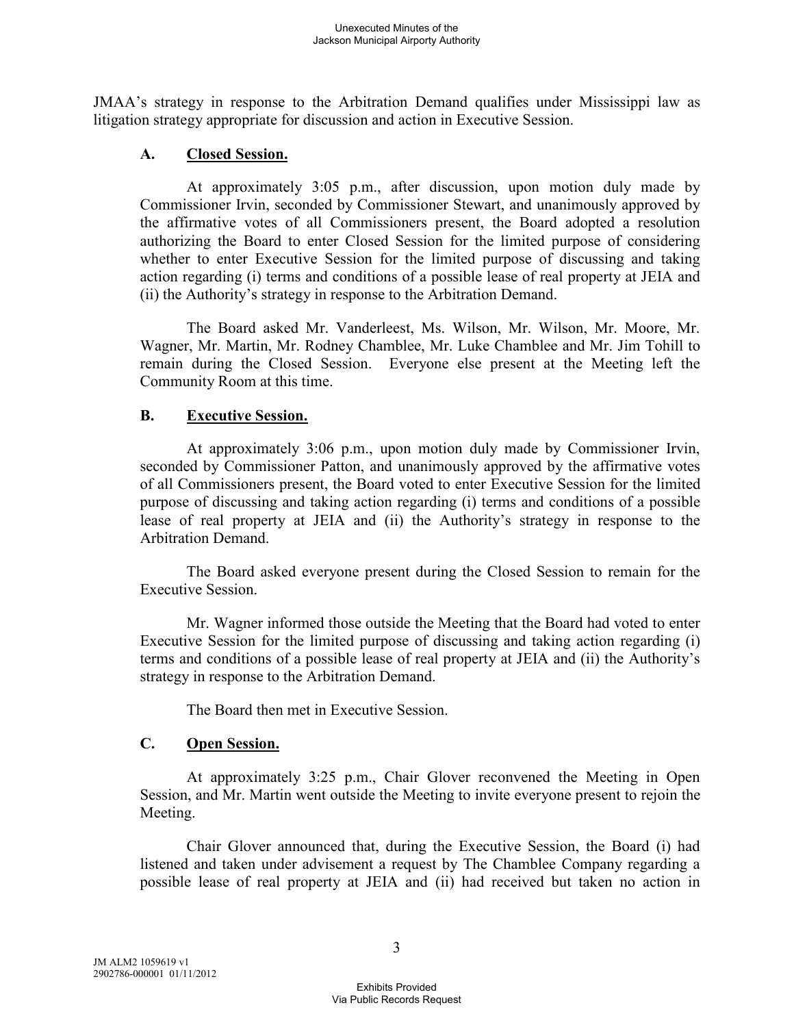JMAA's strategy in response to the Arbitration Demand qualifies under Mississippi law as litigation strategy appropriate for discussion and action in Executive Session.

### A. Closed Session.

At approximately 3:05 p.m., after discussion, upon motion duly made by Commissioner Irvin, seconded by Commissioner Stewart, and unanimously approved by the affirmative votes of all Commissioners present, the Board adopted a resolution authorizing the Board to enter Closed Session for the limited purpose of considering whether to enter Executive Session for the limited purpose of discussing and taking action regarding (i) terms and conditions of a possible lease of real property at JEIA and (ii) the Authority's strategy in response to the Arbitration Demand.

The Board asked Mr. Vanderleest, Ms. Wilson, Mr. Wilson, Mr. Moore, Mr. Wagner, Mr. Martin, Mr. Rodney Chamblee, Mr. Luke Chamblee and Mr. Jim Tohill to remain during the Closed Session. Everyone else present at the Meeting left the Community Room at this time.

### B. Executive Session.

At approximately 3:06 p.m., upon motion duly made by Commissioner Irvin, seconded by Commissioner Patton, and unanimously approved by the affirmative votes of all Commissioners present, the Board voted to enter Executive Session for the limited purpose of discussing and taking action regarding (i) terms and conditions of a possible lease of real property at JEIA and (ii) the Authority's strategy in response to the Arbitration Demand.

The Board asked everyone present during the Closed Session to remain for the Executive Session.

Mr. Wagner informed those outside the Meeting that the Board had voted to enter Executive Session for the limited purpose of discussing and taking action regarding (i) terms and conditions of a possible lease of real property at JEIA and (ii) the Authority's strategy in response to the Arbitration Demand.

The Board then met in Executive Session.

### C. Open Session.

At approximately 3:25 p.m., Chair Glover reconvened the Meeting in Open Session, and Mr. Martin went outside the Meeting to invite everyone present to rejoin the Meeting.

Chair Glover announced that, during the Executive Session, the Board (i) had listened and taken under advisement a request by The Chamblee Company regarding a possible lease of real property at JEIA and (ii) had received but taken no action in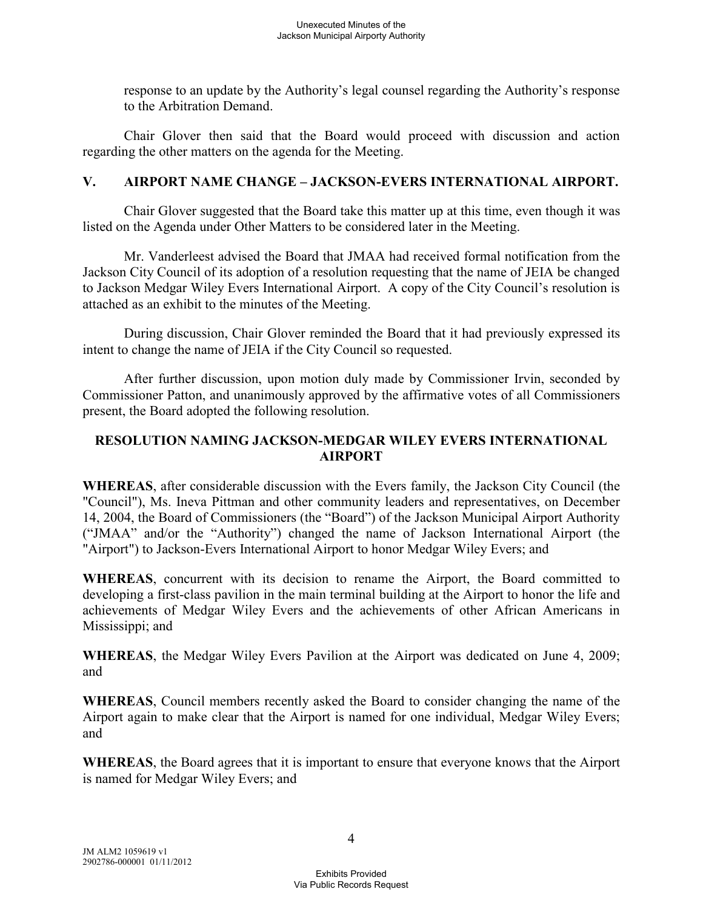response to an update by the Authority's legal counsel regarding the Authority's response to the Arbitration Demand.

Chair Glover then said that the Board would proceed with discussion and action regarding the other matters on the agenda for the Meeting.

## V. AIRPORT NAME CHANGE – JACKSON-EVERS INTERNATIONAL AIRPORT.

Chair Glover suggested that the Board take this matter up at this time, even though it was listed on the Agenda under Other Matters to be considered later in the Meeting.

Mr. Vanderleest advised the Board that JMAA had received formal notification from the Jackson City Council of its adoption of a resolution requesting that the name of JEIA be changed to Jackson Medgar Wiley Evers International Airport. A copy of the City Council's resolution is attached as an exhibit to the minutes of the Meeting.

During discussion, Chair Glover reminded the Board that it had previously expressed its intent to change the name of JEIA if the City Council so requested.

After further discussion, upon motion duly made by Commissioner Irvin, seconded by Commissioner Patton, and unanimously approved by the affirmative votes of all Commissioners present, the Board adopted the following resolution.

### RESOLUTION NAMING JACKSON-MEDGAR WILEY EVERS INTERNATIONAL AIRPORT

**WHEREAS**, after considerable discussion with the Evers family, the Jackson City Council (the "Council"), Ms. Ineva Pittman and other community leaders and representatives, on December 14, 2004, the Board of Commissioners (the "Board") of the Jackson Municipal Airport Authority ("JMAA" and/or the "Authority") changed the name of Jackson International Airport (the "Airport") to Jackson-Evers International Airport to honor Medgar Wiley Evers; and

**WHEREAS**, concurrent with its decision to rename the Airport, the Board committed to developing a first-class pavilion in the main terminal building at the Airport to honor the life and achievements of Medgar Wiley Evers and the achievements of other African Americans in Mississippi; and

**WHEREAS**, the Medgar Wiley Evers Pavilion at the Airport was dedicated on June 4, 2009; and

**WHEREAS**, Council members recently asked the Board to consider changing the name of the Airport again to make clear that the Airport is named for one individual, Medgar Wiley Evers; and

**WHEREAS**, the Board agrees that it is important to ensure that everyone knows that the Airport is named for Medgar Wiley Evers; and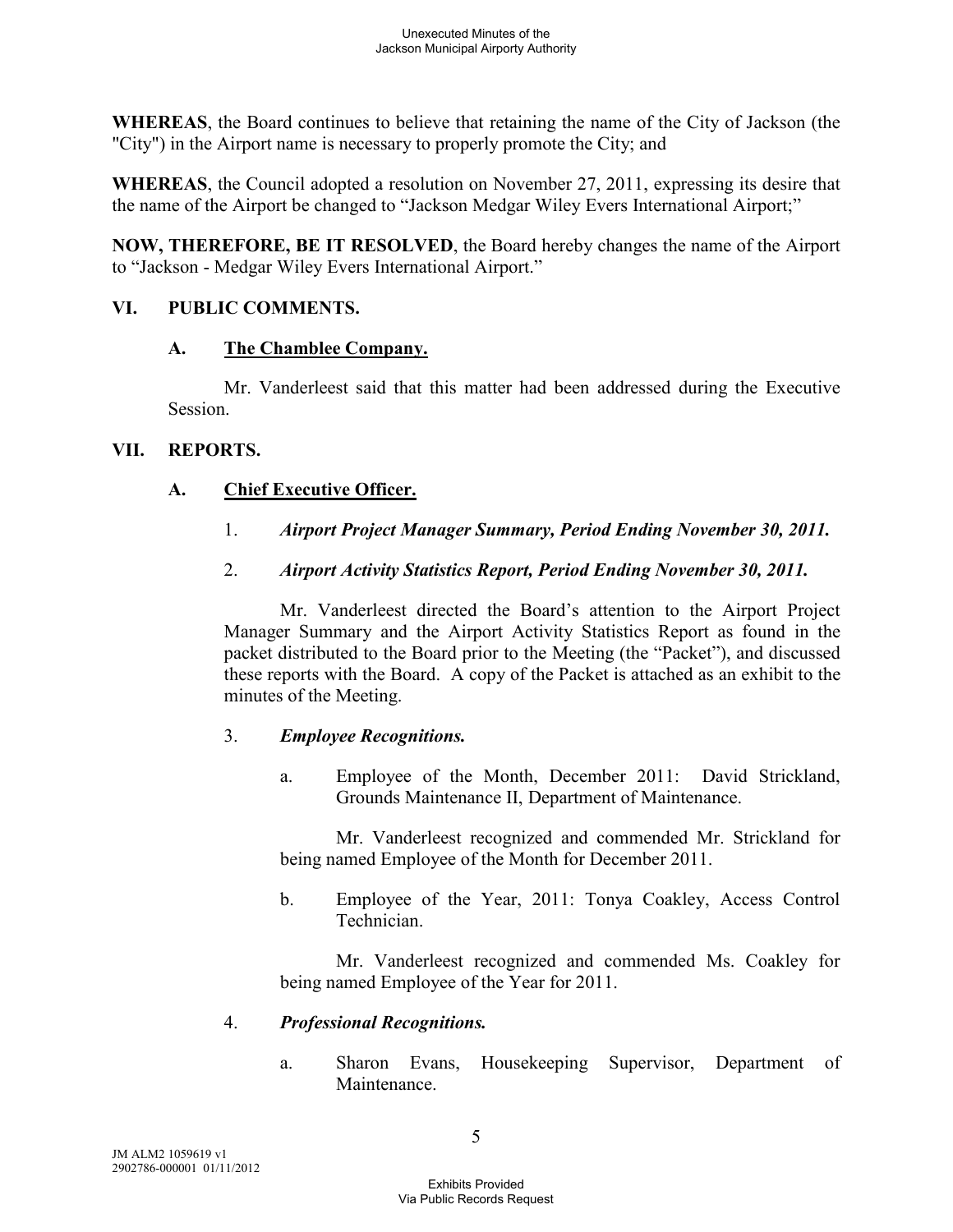**WHEREAS**, the Board continues to believe that retaining the name of the City of Jackson (the "City") in the Airport name is necessary to properly promote the City; and

**WHEREAS**, the Council adopted a resolution on November 27, 2011, expressing its desire that the name of the Airport be changed to "Jackson Medgar Wiley Evers International Airport;"

**NOW, THEREFORE, BE IT RESOLVED**, the Board hereby changes the name of the Airport to "Jackson - Medgar Wiley Evers International Airport."

## VI. PUBLIC COMMENTS.

### A. The Chamblee Company.

Mr. Vanderleest said that this matter had been addressed during the Executive Session.

## VII. REPORTS.

### A. Chief Executive Officer.

1. ***Airport Project Manager Summary, Period Ending November 30, 2011.***

2. ***Airport Activity Statistics Report, Period Ending November 30, 2011.***

Mr. Vanderleest directed the Board's attention to the Airport Project Manager Summary and the Airport Activity Statistics Report as found in the packet distributed to the Board prior to the Meeting (the "Packet"), and discussed these reports with the Board. A copy of the Packet is attached as an exhibit to the minutes of the Meeting.

3. ***Employee Recognitions.***

   a. Employee of the Month, December 2011: David Strickland, Grounds Maintenance II, Department of Maintenance.

   Mr. Vanderleest recognized and commended Mr. Strickland for being named Employee of the Month for December 2011.

   b. Employee of the Year, 2011: Tonya Coakley, Access Control Technician.

   Mr. Vanderleest recognized and commended Ms. Coakley for being named Employee of the Year for 2011.

4. ***Professional Recognitions.***

   a. Sharon Evans, Housekeeping Supervisor, Department of Maintenance.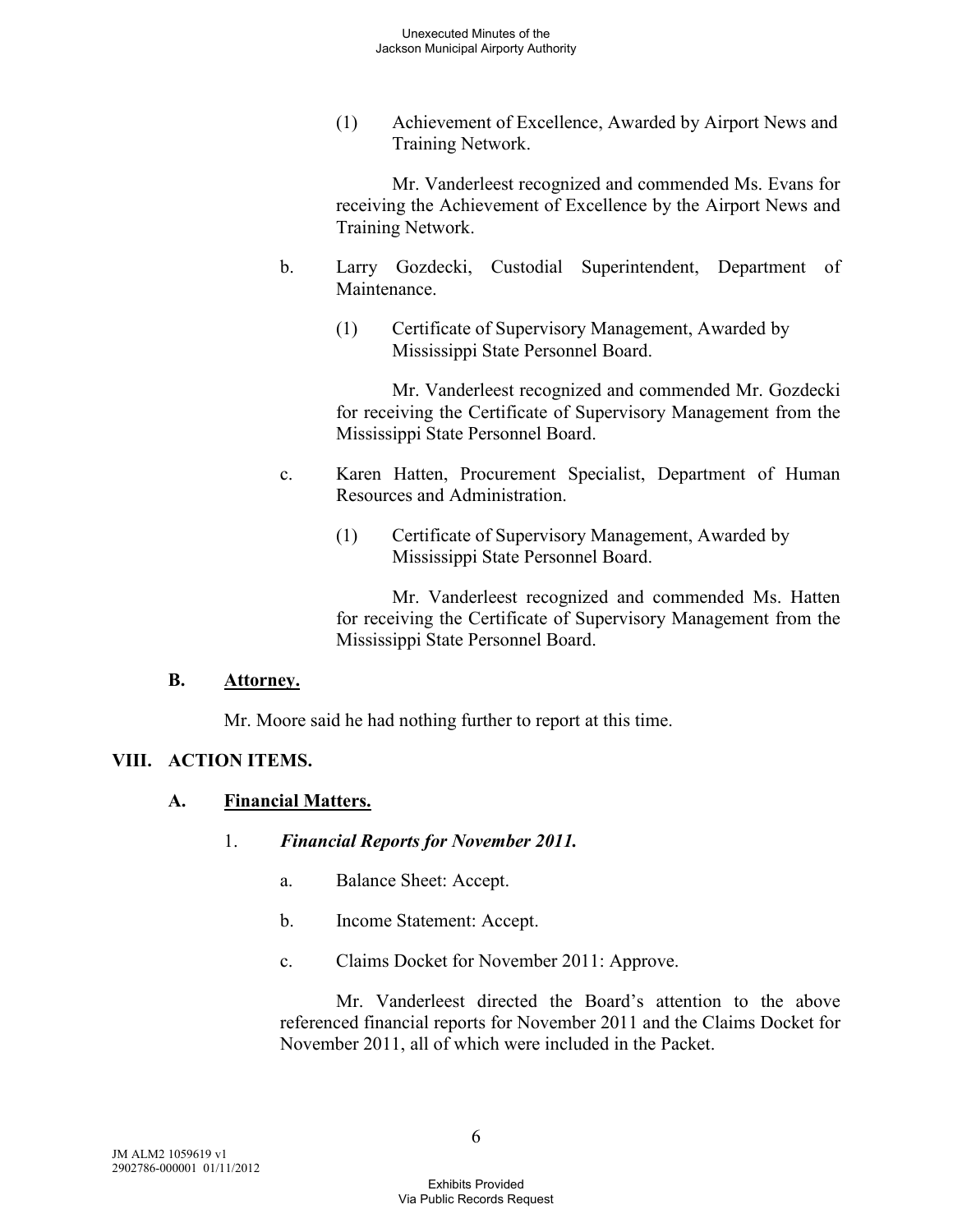(1) Achievement of Excellence, Awarded by Airport News and Training Network.

Mr. Vanderleest recognized and commended Ms. Evans for receiving the Achievement of Excellence by the Airport News and Training Network.

b. Larry Gozdecki, Custodial Superintendent, Department of Maintenance.

(1) Certificate of Supervisory Management, Awarded by Mississippi State Personnel Board.

Mr. Vanderleest recognized and commended Mr. Gozdecki for receiving the Certificate of Supervisory Management from the Mississippi State Personnel Board.

c. Karen Hatten, Procurement Specialist, Department of Human Resources and Administration.

(1) Certificate of Supervisory Management, Awarded by Mississippi State Personnel Board.

Mr. Vanderleest recognized and commended Ms. Hatten for receiving the Certificate of Supervisory Management from the Mississippi State Personnel Board.

### B. Attorney.

Mr. Moore said he had nothing further to report at this time.

## VIII. ACTION ITEMS.

### A. Financial Matters.

1. ***Financial Reports for November 2011.***

a. Balance Sheet: Accept.

b. Income Statement: Accept.

c. Claims Docket for November 2011: Approve.

Mr. Vanderleest directed the Board's attention to the above referenced financial reports for November 2011 and the Claims Docket for November 2011, all of which were included in the Packet.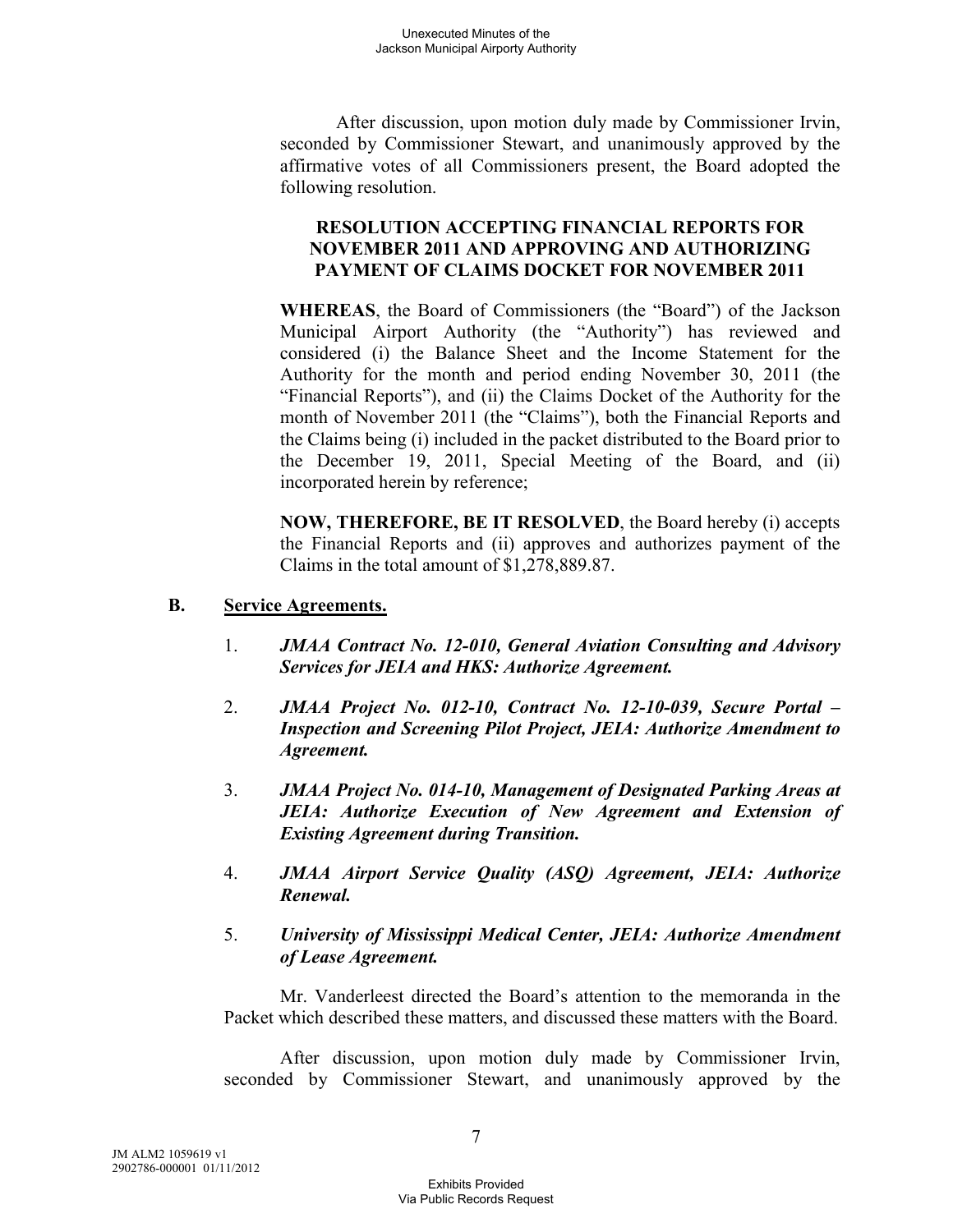After discussion, upon motion duly made by Commissioner Irvin, seconded by Commissioner Stewart, and unanimously approved by the affirmative votes of all Commissioners present, the Board adopted the following resolution.

**RESOLUTION ACCEPTING FINANCIAL REPORTS FOR NOVEMBER 2011 AND APPROVING AND AUTHORIZING PAYMENT OF CLAIMS DOCKET FOR NOVEMBER 2011**

**WHEREAS**, the Board of Commissioners (the "Board") of the Jackson Municipal Airport Authority (the "Authority") has reviewed and considered (i) the Balance Sheet and the Income Statement for the Authority for the month and period ending November 30, 2011 (the "Financial Reports"), and (ii) the Claims Docket of the Authority for the month of November 2011 (the "Claims"), both the Financial Reports and the Claims being (i) included in the packet distributed to the Board prior to the December 19, 2011, Special Meeting of the Board, and (ii) incorporated herein by reference;

**NOW, THEREFORE, BE IT RESOLVED**, the Board hereby (i) accepts the Financial Reports and (ii) approves and authorizes payment of the Claims in the total amount of $1,278,889.87.

## B. Service Agreements.

1. ***JMAA Contract No. 12-010, General Aviation Consulting and Advisory Services for JEIA and HKS: Authorize Agreement.***

2. ***JMAA Project No. 012-10, Contract No. 12-10-039, Secure Portal – Inspection and Screening Pilot Project, JEIA: Authorize Amendment to Agreement.***

3. ***JMAA Project No. 014-10, Management of Designated Parking Areas at JEIA: Authorize Execution of New Agreement and Extension of Existing Agreement during Transition.***

4. ***JMAA Airport Service Quality (ASQ) Agreement, JEIA: Authorize Renewal.***

5. ***University of Mississippi Medical Center, JEIA: Authorize Amendment of Lease Agreement.***

Mr. Vanderleest directed the Board's attention to the memoranda in the Packet which described these matters, and discussed these matters with the Board.

After discussion, upon motion duly made by Commissioner Irvin, seconded by Commissioner Stewart, and unanimously approved by the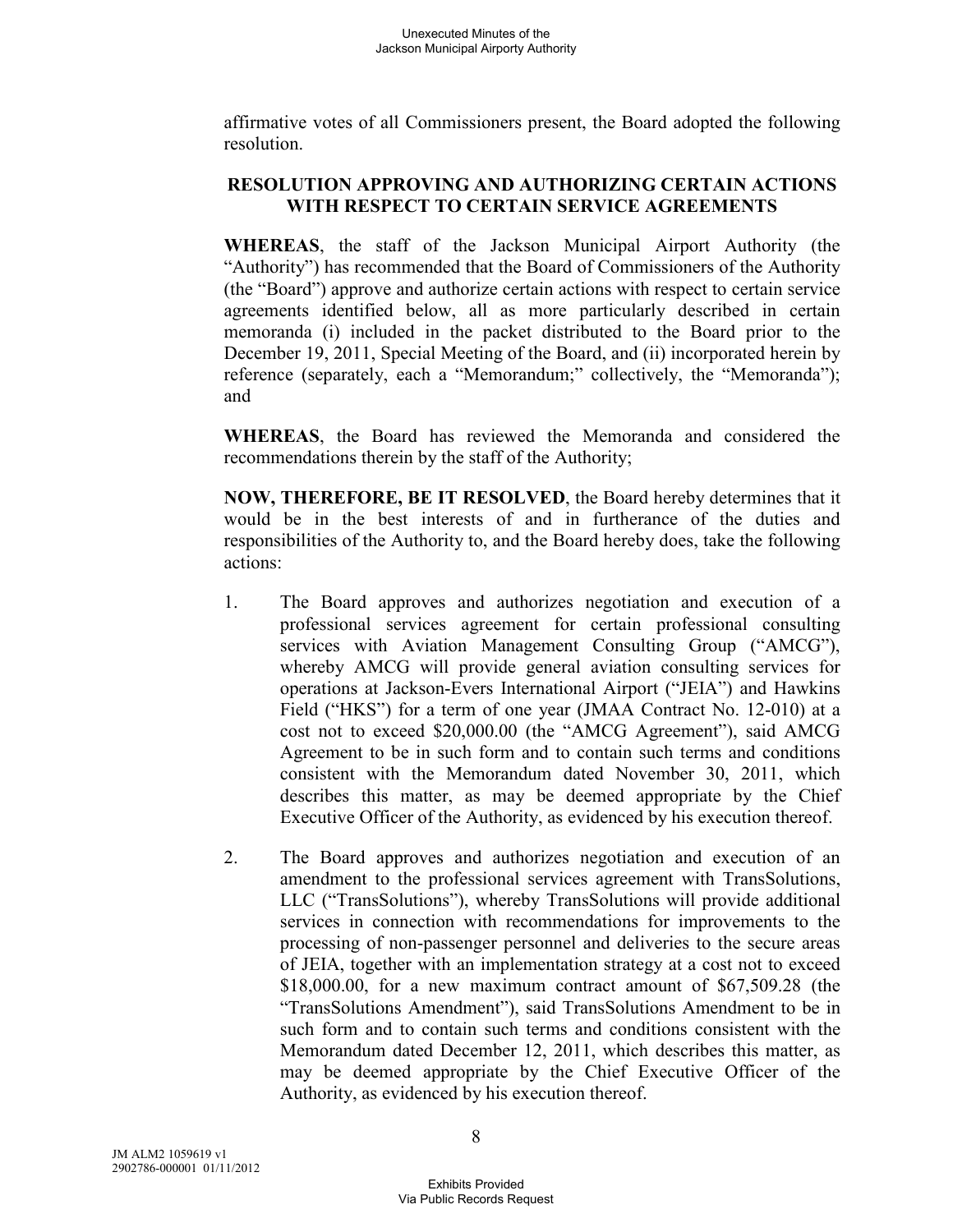affirmative votes of all Commissioners present, the Board adopted the following resolution.

**RESOLUTION APPROVING AND AUTHORIZING CERTAIN ACTIONS WITH RESPECT TO CERTAIN SERVICE AGREEMENTS**

**WHEREAS**, the staff of the Jackson Municipal Airport Authority (the "Authority") has recommended that the Board of Commissioners of the Authority (the "Board") approve and authorize certain actions with respect to certain service agreements identified below, all as more particularly described in certain memoranda (i) included in the packet distributed to the Board prior to the December 19, 2011, Special Meeting of the Board, and (ii) incorporated herein by reference (separately, each a "Memorandum;" collectively, the "Memoranda"); and

**WHEREAS**, the Board has reviewed the Memoranda and considered the recommendations therein by the staff of the Authority;

**NOW, THEREFORE, BE IT RESOLVED**, the Board hereby determines that it would be in the best interests of and in furtherance of the duties and responsibilities of the Authority to, and the Board hereby does, take the following actions:

1. The Board approves and authorizes negotiation and execution of a professional services agreement for certain professional consulting services with Aviation Management Consulting Group ("AMCG"), whereby AMCG will provide general aviation consulting services for operations at Jackson-Evers International Airport ("JEIA") and Hawkins Field ("HKS") for a term of one year (JMAA Contract No. 12-010) at a cost not to exceed $20,000.00 (the "AMCG Agreement"), said AMCG Agreement to be in such form and to contain such terms and conditions consistent with the Memorandum dated November 30, 2011, which describes this matter, as may be deemed appropriate by the Chief Executive Officer of the Authority, as evidenced by his execution thereof.

2. The Board approves and authorizes negotiation and execution of an amendment to the professional services agreement with TransSolutions, LLC ("TransSolutions"), whereby TransSolutions will provide additional services in connection with recommendations for improvements to the processing of non-passenger personnel and deliveries to the secure areas of JEIA, together with an implementation strategy at a cost not to exceed $18,000.00, for a new maximum contract amount of $67,509.28 (the "TransSolutions Amendment"), said TransSolutions Amendment to be in such form and to contain such terms and conditions consistent with the Memorandum dated December 12, 2011, which describes this matter, as may be deemed appropriate by the Chief Executive Officer of the Authority, as evidenced by his execution thereof.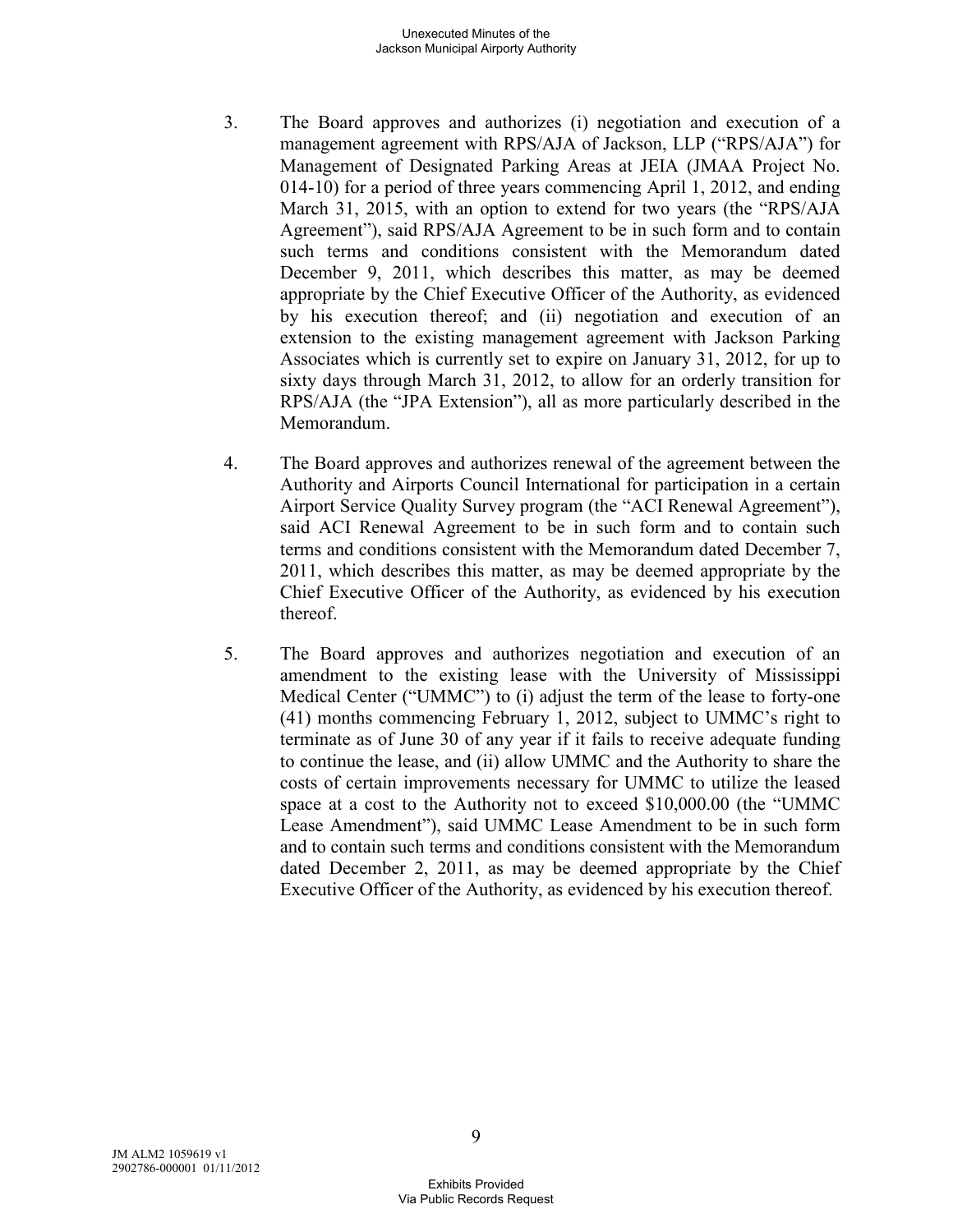3. The Board approves and authorizes (i) negotiation and execution of a management agreement with RPS/AJA of Jackson, LLP ("RPS/AJA") for Management of Designated Parking Areas at JEIA (JMAA Project No. 014-10) for a period of three years commencing April 1, 2012, and ending March 31, 2015, with an option to extend for two years (the "RPS/AJA Agreement"), said RPS/AJA Agreement to be in such form and to contain such terms and conditions consistent with the Memorandum dated December 9, 2011, which describes this matter, as may be deemed appropriate by the Chief Executive Officer of the Authority, as evidenced by his execution thereof; and (ii) negotiation and execution of an extension to the existing management agreement with Jackson Parking Associates which is currently set to expire on January 31, 2012, for up to sixty days through March 31, 2012, to allow for an orderly transition for RPS/AJA (the "JPA Extension"), all as more particularly described in the Memorandum.

4. The Board approves and authorizes renewal of the agreement between the Authority and Airports Council International for participation in a certain Airport Service Quality Survey program (the "ACI Renewal Agreement"), said ACI Renewal Agreement to be in such form and to contain such terms and conditions consistent with the Memorandum dated December 7, 2011, which describes this matter, as may be deemed appropriate by the Chief Executive Officer of the Authority, as evidenced by his execution thereof.

5. The Board approves and authorizes negotiation and execution of an amendment to the existing lease with the University of Mississippi Medical Center ("UMMC") to (i) adjust the term of the lease to forty-one (41) months commencing February 1, 2012, subject to UMMC's right to terminate as of June 30 of any year if it fails to receive adequate funding to continue the lease, and (ii) allow UMMC and the Authority to share the costs of certain improvements necessary for UMMC to utilize the leased space at a cost to the Authority not to exceed $10,000.00 (the "UMMC Lease Amendment"), said UMMC Lease Amendment to be in such form and to contain such terms and conditions consistent with the Memorandum dated December 2, 2011, as may be deemed appropriate by the Chief Executive Officer of the Authority, as evidenced by his execution thereof.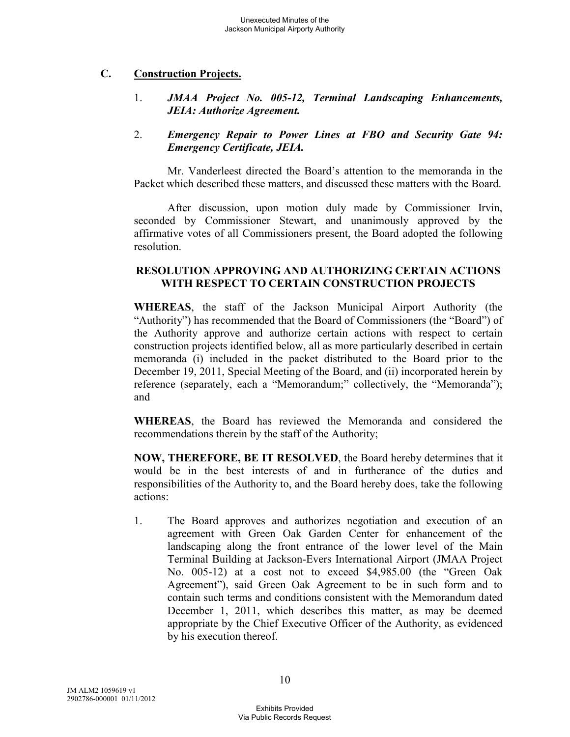## C. Construction Projects.

1. ***JMAA Project No. 005-12, Terminal Landscaping Enhancements, JEIA: Authorize Agreement.***

2. ***Emergency Repair to Power Lines at FBO and Security Gate 94: Emergency Certificate, JEIA.***

Mr. Vanderleest directed the Board's attention to the memoranda in the Packet which described these matters, and discussed these matters with the Board.

After discussion, upon motion duly made by Commissioner Irvin, seconded by Commissioner Stewart, and unanimously approved by the affirmative votes of all Commissioners present, the Board adopted the following resolution.

**RESOLUTION APPROVING AND AUTHORIZING CERTAIN ACTIONS WITH RESPECT TO CERTAIN CONSTRUCTION PROJECTS**

**WHEREAS**, the staff of the Jackson Municipal Airport Authority (the "Authority") has recommended that the Board of Commissioners (the "Board") of the Authority approve and authorize certain actions with respect to certain construction projects identified below, all as more particularly described in certain memoranda (i) included in the packet distributed to the Board prior to the December 19, 2011, Special Meeting of the Board, and (ii) incorporated herein by reference (separately, each a "Memorandum;" collectively, the "Memoranda"); and

**WHEREAS**, the Board has reviewed the Memoranda and considered the recommendations therein by the staff of the Authority;

**NOW, THEREFORE, BE IT RESOLVED**, the Board hereby determines that it would be in the best interests of and in furtherance of the duties and responsibilities of the Authority to, and the Board hereby does, take the following actions:

1. The Board approves and authorizes negotiation and execution of an agreement with Green Oak Garden Center for enhancement of the landscaping along the front entrance of the lower level of the Main Terminal Building at Jackson-Evers International Airport (JMAA Project No. 005-12) at a cost not to exceed $4,985.00 (the "Green Oak Agreement"), said Green Oak Agreement to be in such form and to contain such terms and conditions consistent with the Memorandum dated December 1, 2011, which describes this matter, as may be deemed appropriate by the Chief Executive Officer of the Authority, as evidenced by his execution thereof.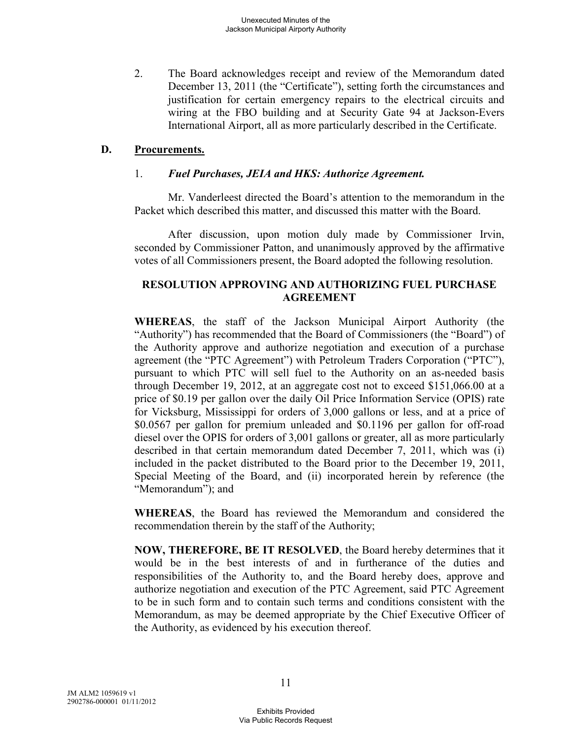2. The Board acknowledges receipt and review of the Memorandum dated December 13, 2011 (the "Certificate"), setting forth the circumstances and justification for certain emergency repairs to the electrical circuits and wiring at the FBO building and at Security Gate 94 at Jackson-Evers International Airport, all as more particularly described in the Certificate.

## D. Procurements.

### 1. *Fuel Purchases, JEIA and HKS: Authorize Agreement.*

Mr. Vanderleest directed the Board's attention to the memorandum in the Packet which described this matter, and discussed this matter with the Board.

After discussion, upon motion duly made by Commissioner Irvin, seconded by Commissioner Patton, and unanimously approved by the affirmative votes of all Commissioners present, the Board adopted the following resolution.

**RESOLUTION APPROVING AND AUTHORIZING FUEL PURCHASE AGREEMENT**

**WHEREAS**, the staff of the Jackson Municipal Airport Authority (the "Authority") has recommended that the Board of Commissioners (the "Board") of the Authority approve and authorize negotiation and execution of a purchase agreement (the "PTC Agreement") with Petroleum Traders Corporation ("PTC"), pursuant to which PTC will sell fuel to the Authority on an as-needed basis through December 19, 2012, at an aggregate cost not to exceed $151,066.00 at a price of $0.19 per gallon over the daily Oil Price Information Service (OPIS) rate for Vicksburg, Mississippi for orders of 3,000 gallons or less, and at a price of $0.0567 per gallon for premium unleaded and $0.1196 per gallon for off-road diesel over the OPIS for orders of 3,001 gallons or greater, all as more particularly described in that certain memorandum dated December 7, 2011, which was (i) included in the packet distributed to the Board prior to the December 19, 2011, Special Meeting of the Board, and (ii) incorporated herein by reference (the "Memorandum"); and

**WHEREAS**, the Board has reviewed the Memorandum and considered the recommendation therein by the staff of the Authority;

**NOW, THEREFORE, BE IT RESOLVED**, the Board hereby determines that it would be in the best interests of and in furtherance of the duties and responsibilities of the Authority to, and the Board hereby does, approve and authorize negotiation and execution of the PTC Agreement, said PTC Agreement to be in such form and to contain such terms and conditions consistent with the Memorandum, as may be deemed appropriate by the Chief Executive Officer of the Authority, as evidenced by his execution thereof.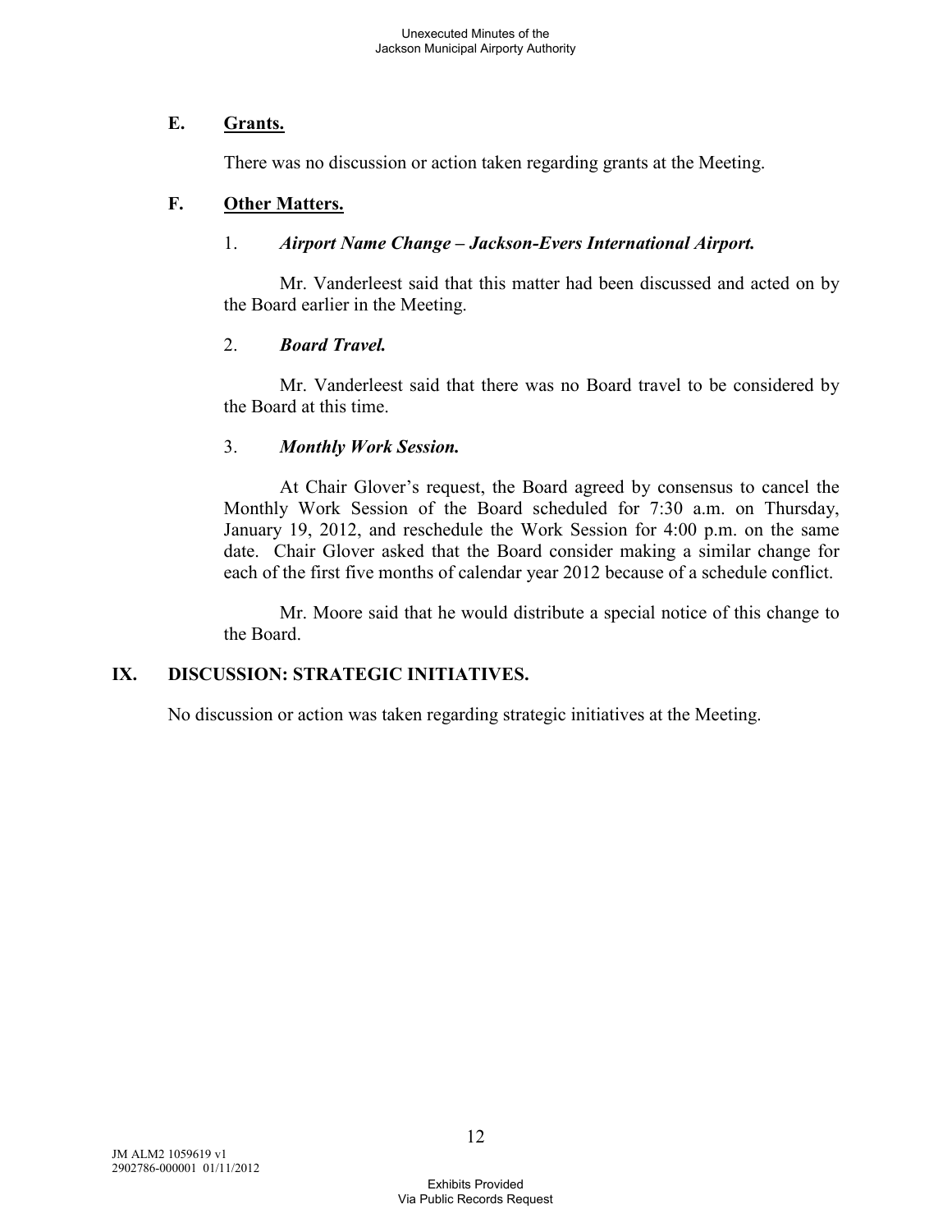### E. Grants.

There was no discussion or action taken regarding grants at the Meeting.

### F. Other Matters.

1. ***Airport Name Change – Jackson-Evers International Airport.***

Mr. Vanderleest said that this matter had been discussed and acted on by the Board earlier in the Meeting.

2. ***Board Travel.***

Mr. Vanderleest said that there was no Board travel to be considered by the Board at this time.

3. ***Monthly Work Session.***

At Chair Glover's request, the Board agreed by consensus to cancel the Monthly Work Session of the Board scheduled for 7:30 a.m. on Thursday, January 19, 2012, and reschedule the Work Session for 4:00 p.m. on the same date. Chair Glover asked that the Board consider making a similar change for each of the first five months of calendar year 2012 because of a schedule conflict.

Mr. Moore said that he would distribute a special notice of this change to the Board.

## IX. DISCUSSION: STRATEGIC INITIATIVES.

No discussion or action was taken regarding strategic initiatives at the Meeting.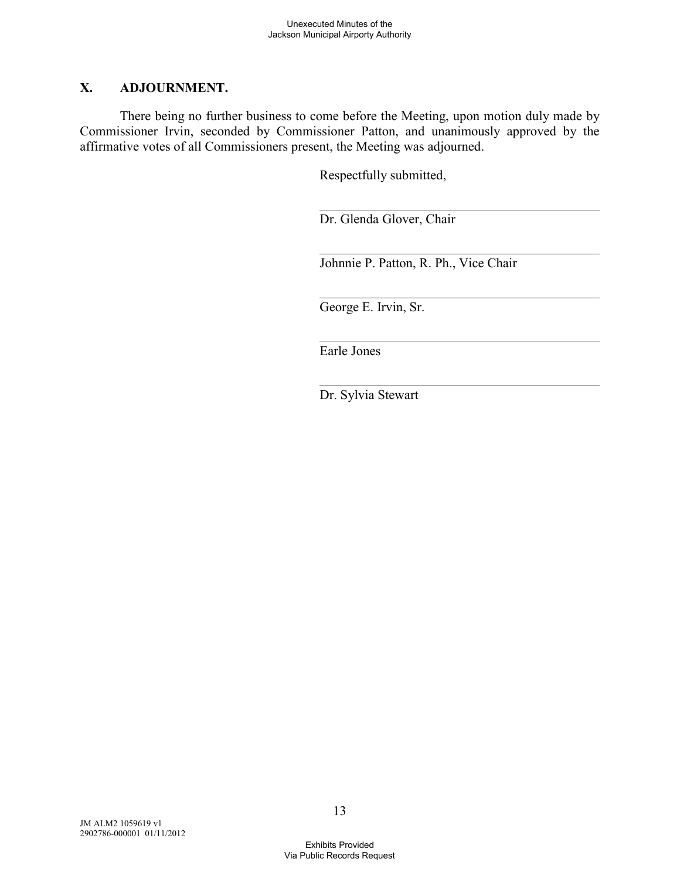## X. ADJOURNMENT.

There being no further business to come before the Meeting, upon motion duly made by Commissioner Irvin, seconded by Commissioner Patton, and unanimously approved by the affirmative votes of all Commissioners present, the Meeting was adjourned.

Respectfully submitted,

\_\_\_\_\_\_\_\_\_\_\_\_\_\_\_\_\_\_\_\_\_\_\_\_\_\_\_\_\_\_\_\_\_\_\_\_\_\_\_\_

Dr. Glenda Glover, Chair

\_\_\_\_\_\_\_\_\_\_\_\_\_\_\_\_\_\_\_\_\_\_\_\_\_\_\_\_\_\_\_\_\_\_\_\_\_\_\_\_

Johnnie P. Patton, R. Ph., Vice Chair

\_\_\_\_\_\_\_\_\_\_\_\_\_\_\_\_\_\_\_\_\_\_\_\_\_\_\_\_\_\_\_\_\_\_\_\_\_\_\_\_

George E. Irvin, Sr.

\_\_\_\_\_\_\_\_\_\_\_\_\_\_\_\_\_\_\_\_\_\_\_\_\_\_\_\_\_\_\_\_\_\_\_\_\_\_\_\_

Earle Jones

\_\_\_\_\_\_\_\_\_\_\_\_\_\_\_\_\_\_\_\_\_\_\_\_\_\_\_\_\_\_\_\_\_\_\_\_\_\_\_\_

Dr. Sylvia Stewart

JM ALM2 1059619 v1
2902786-000001 01/11/2012